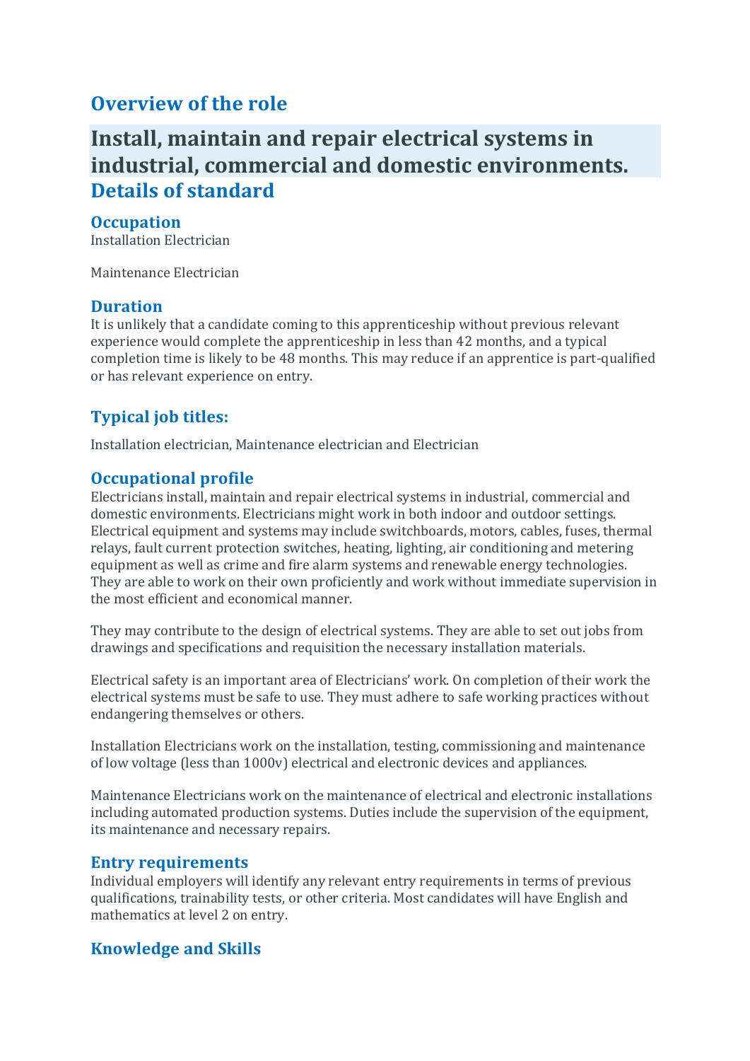## Overview of the role

# Install, maintain and repair electrical systems in industrial, commercial and domestic environments.

## Details of standard

### Occupation

Installation Electrician

Maintenance Electrician

### Duration

It is unlikely that a candidate coming to this apprenticeship without previous relevant experience would complete the apprenticeship in less than 42 months, and a typical completion time is likely to be 48 months. This may reduce if an apprentice is part-qualified or has relevant experience on entry.

### Typical job titles:

Installation electrician, Maintenance electrician and Electrician

### Occupational profile

Electricians install, maintain and repair electrical systems in industrial, commercial and domestic environments. Electricians might work in both indoor and outdoor settings. Electrical equipment and systems may include switchboards, motors, cables, fuses, thermal relays, fault current protection switches, heating, lighting, air conditioning and metering equipment as well as crime and fire alarm systems and renewable energy technologies. They are able to work on their own proficiently and work without immediate supervision in the most efficient and economical manner.

They may contribute to the design of electrical systems. They are able to set out jobs from drawings and specifications and requisition the necessary installation materials.

Electrical safety is an important area of Electricians' work. On completion of their work the electrical systems must be safe to use. They must adhere to safe working practices without endangering themselves or others.

Installation Electricians work on the installation, testing, commissioning and maintenance of low voltage (less than 1000v) electrical and electronic devices and appliances.

Maintenance Electricians work on the maintenance of electrical and electronic installations including automated production systems. Duties include the supervision of the equipment, its maintenance and necessary repairs.

### Entry requirements

Individual employers will identify any relevant entry requirements in terms of previous qualifications, trainability tests, or other criteria. Most candidates will have English and mathematics at level 2 on entry.

### Knowledge and Skills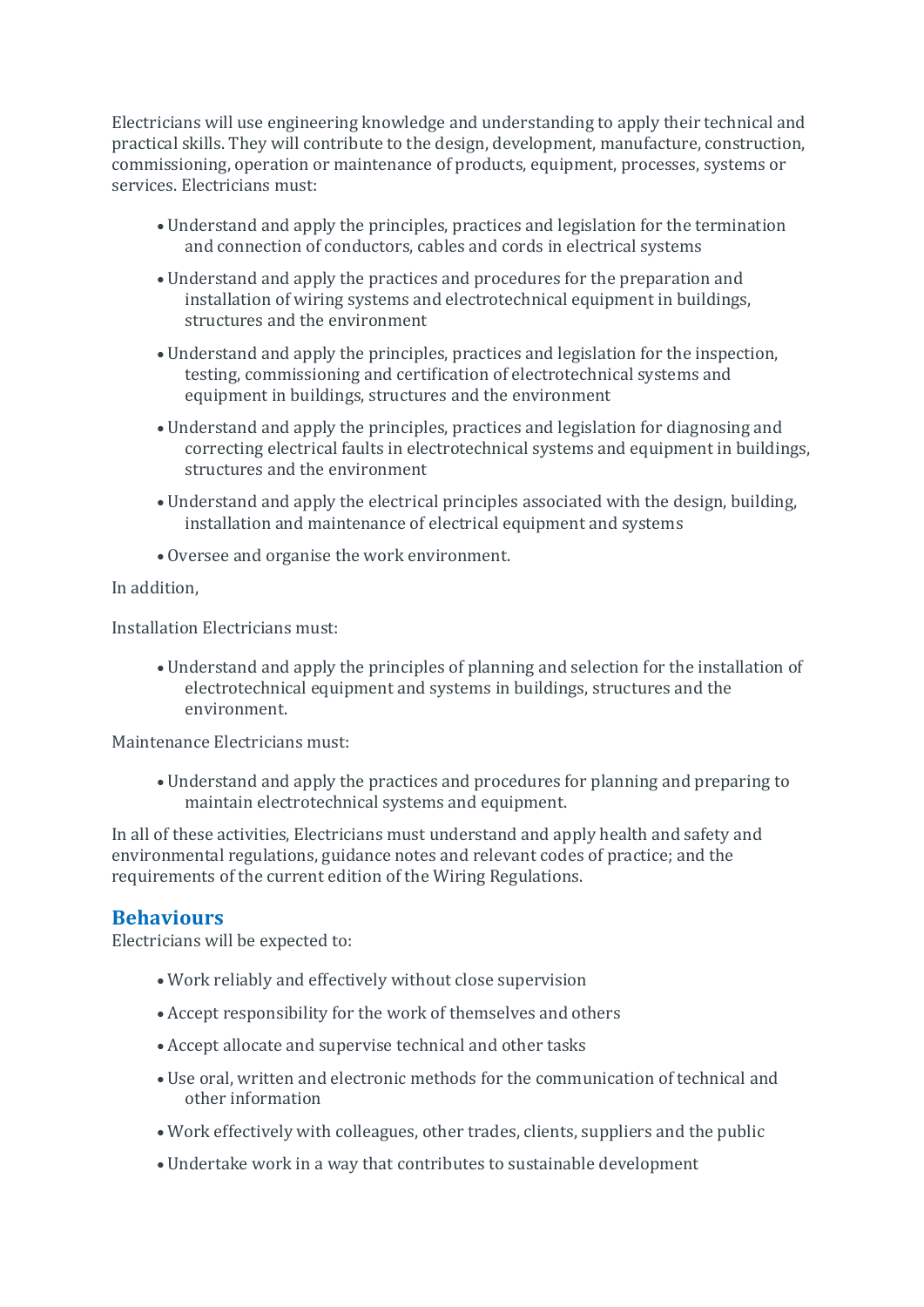Electricians will use engineering knowledge and understanding to apply their technical and practical skills. They will contribute to the design, development, manufacture, construction, commissioning, operation or maintenance of products, equipment, processes, systems or services. Electricians must:

- Understand and apply the principles, practices and legislation for the termination and connection of conductors, cables and cords in electrical systems
- Understand and apply the practices and procedures for the preparation and installation of wiring systems and electrotechnical equipment in buildings, structures and the environment
- Understand and apply the principles, practices and legislation for the inspection, testing, commissioning and certification of electrotechnical systems and equipment in buildings, structures and the environment
- Understand and apply the principles, practices and legislation for diagnosing and correcting electrical faults in electrotechnical systems and equipment in buildings, structures and the environment
- Understand and apply the electrical principles associated with the design, building, installation and maintenance of electrical equipment and systems
- Oversee and organise the work environment.

In addition,

Installation Electricians must:

- Understand and apply the principles of planning and selection for the installation of electrotechnical equipment and systems in buildings, structures and the environment.

Maintenance Electricians must:

- Understand and apply the practices and procedures for planning and preparing to maintain electrotechnical systems and equipment.

In all of these activities, Electricians must understand and apply health and safety and environmental regulations, guidance notes and relevant codes of practice; and the requirements of the current edition of the Wiring Regulations.

## Behaviours

Electricians will be expected to:

- Work reliably and effectively without close supervision
- Accept responsibility for the work of themselves and others
- Accept allocate and supervise technical and other tasks
- Use oral, written and electronic methods for the communication of technical and other information
- Work effectively with colleagues, other trades, clients, suppliers and the public
- Undertake work in a way that contributes to sustainable development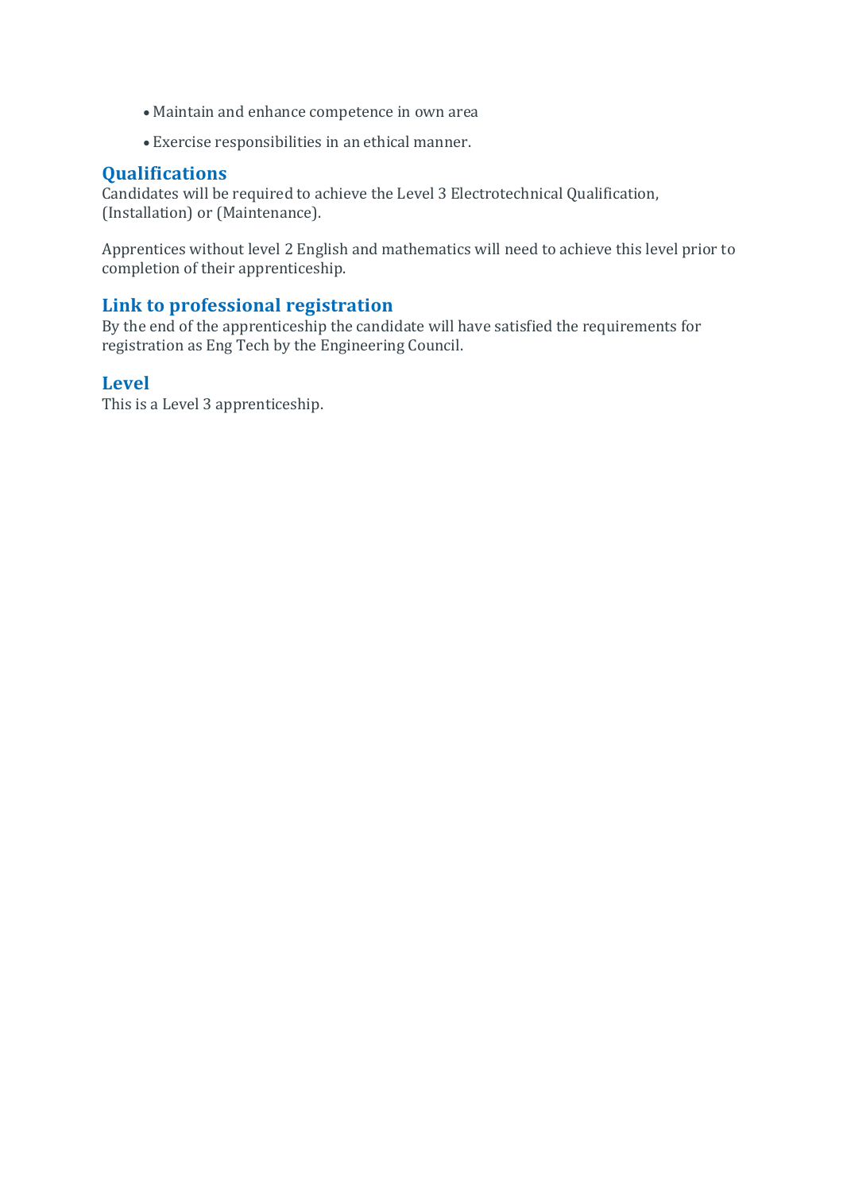- Maintain and enhance competence in own area
- Exercise responsibilities in an ethical manner.

## Qualifications

Candidates will be required to achieve the Level 3 Electrotechnical Qualification, (Installation) or (Maintenance).

Apprentices without level 2 English and mathematics will need to achieve this level prior to completion of their apprenticeship.

## Link to professional registration

By the end of the apprenticeship the candidate will have satisfied the requirements for registration as Eng Tech by the Engineering Council.

## Level

This is a Level 3 apprenticeship.